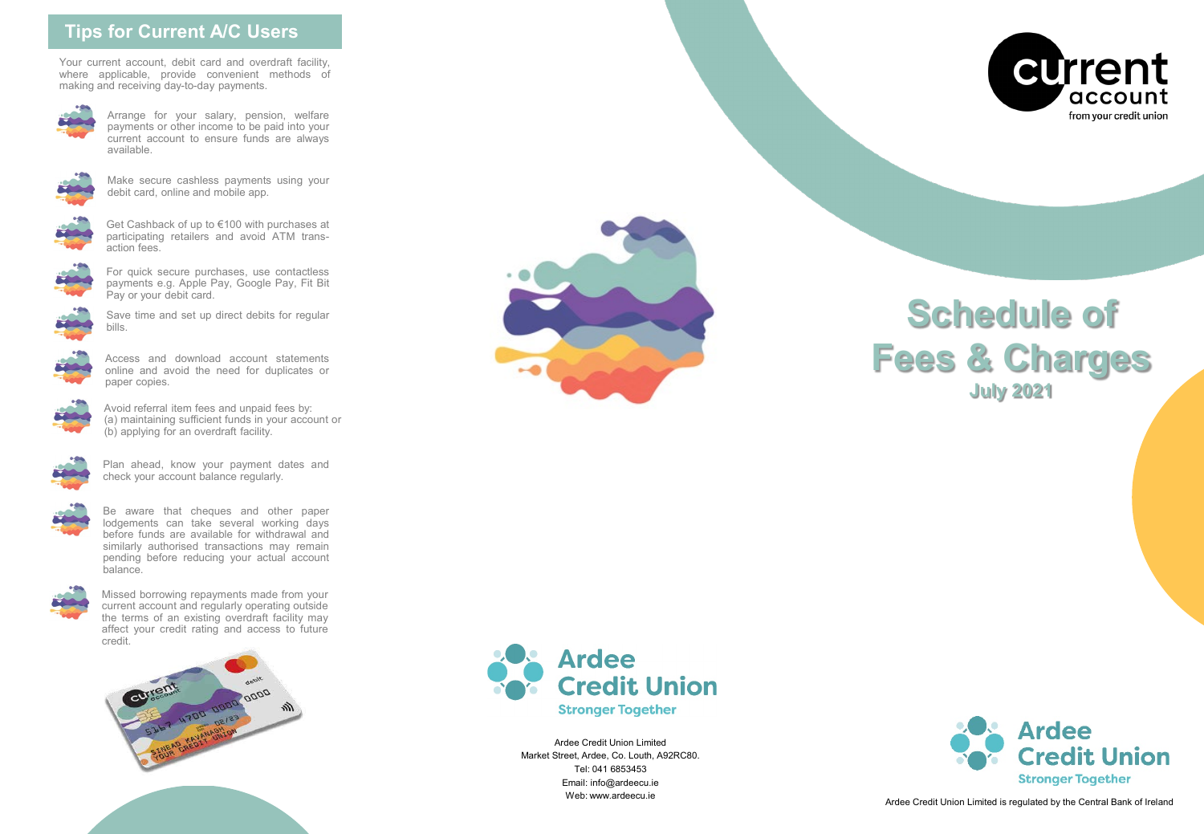## Tips for Current A/C Users

Your current account, debit card and overdraft facility, where applicable, provide convenient methods of making and receiving day-to-day payments.

- Arrange for your salary, pension, welfare payments or other income to be paid into your current account to ensure funds are always available.
- Make secure cashless payments using your debit card, online and mobile app.
- Get Cashback of up to €100 with purchases at participating retailers and avoid ATM transaction fees.
- For quick secure purchases, use contactless payments e.g. Apple Pay, Google Pay, Fit Bit Pay or your debit card.
- Save time and set up direct debits for regular bills.
- Access and download account statements online and avoid the need for duplicates or paper copies.
- Avoid referral item fees and unpaid fees by:
  (a) maintaining sufficient funds in your account or
  (b) applying for an overdraft facility.
- Plan ahead, know your payment dates and check your account balance regularly.
- Be aware that cheques and other paper lodgements can take several working days before funds are available for withdrawal and similarly authorised transactions may remain pending before reducing your actual account balance.
- Missed borrowing repayments made from your current account and regularly operating outside the terms of an existing overdraft facility may affect your credit rating and access to future credit.

**Ardee Credit Union**
Stronger Together

Ardee Credit Union Limited
Market Street, Ardee, Co. Louth, A92RC80.
Tel: 041 6853453
Email: info@ardeecu.ie
Web: www.ardeecu.ie

current account
from your credit union

# Schedule of Fees & Charges

### July 2021

**Ardee Credit Union**
Stronger Together

Ardee Credit Union Limited is regulated by the Central Bank of Ireland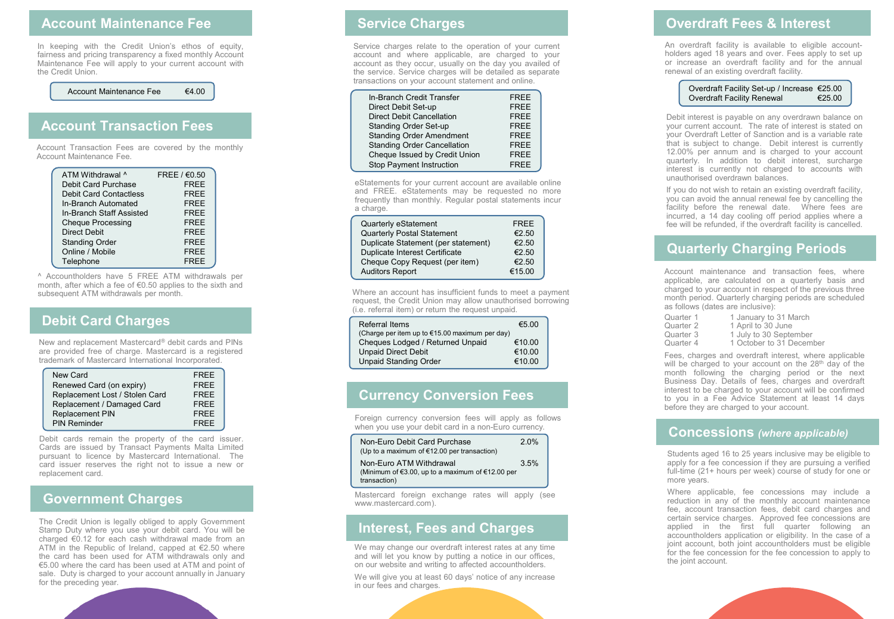## Account Maintenance Fee

In keeping with the Credit Union's ethos of equity, fairness and pricing transparency a fixed monthly Account Maintenance Fee will apply to your current account with the Credit Union.

| | |
|---|---|
| Account Maintenance Fee | €4.00 |

## Account Transaction Fees

Account Transaction Fees are covered by the monthly Account Maintenance Fee.

| | |
|---|---|
| ATM Withdrawal ^ | FREE / €0.50 |
| Debit Card Purchase | FREE |
| Debit Card Contactless | FREE |
| In-Branch Automated | FREE |
| In-Branch Staff Assisted | FREE |
| Cheque Processing | FREE |
| Direct Debit | FREE |
| Standing Order | FREE |
| Online / Mobile | FREE |
| Telephone | FREE |

^ Accountholders have 5 FREE ATM withdrawals per month, after which a fee of €0.50 applies to the sixth and subsequent ATM withdrawals per month.

## Debit Card Charges

New and replacement Mastercard® debit cards and PINs are provided free of charge. Mastercard is a registered trademark of Mastercard International Incorporated.

| | |
|---|---|
| New Card | FREE |
| Renewed Card (on expiry) | FREE |
| Replacement Lost / Stolen Card | FREE |
| Replacement / Damaged Card | FREE |
| Replacement PIN | FREE |
| PIN Reminder | FREE |

Debit cards remain the property of the card issuer. Cards are issued by Transact Payments Malta Limited pursuant to licence by Mastercard International. The card issuer reserves the right not to issue a new or replacement card.

## Government Charges

The Credit Union is legally obliged to apply Government Stamp Duty where you use your debit card. You will be charged €0.12 for each cash withdrawal made from an ATM in the Republic of Ireland, capped at €2.50 where the card has been used for ATM withdrawals only and €5.00 where the card has been used at ATM and point of sale. Duty is charged to your account annually in January for the preceding year.

## Service Charges

Service charges relate to the operation of your current account and where applicable, are charged to your account as they occur, usually on the day you availed of the service. Service charges will be detailed as separate transactions on your account statement and online.

| | |
|---|---|
| In-Branch Credit Transfer | FREE |
| Direct Debit Set-up | FREE |
| Direct Debit Cancellation | FREE |
| Standing Order Set-up | FREE |
| Standing Order Amendment | FREE |
| Standing Order Cancellation | FREE |
| Cheque Issued by Credit Union | FREE |
| Stop Payment Instruction | FREE |

eStatements for your current account are available online and FREE. eStatements may be requested no more frequently than monthly. Regular postal statements incur a charge.

| | |
|---|---|
| Quarterly eStatement | FREE |
| Quarterly Postal Statement | €2.50 |
| Duplicate Statement (per statement) | €2.50 |
| Duplicate Interest Certificate | €2.50 |
| Cheque Copy Request (per item) | €2.50 |
| Auditors Report | €15.00 |

Where an account has insufficient funds to meet a payment request, the Credit Union may allow unauthorised borrowing (i.e. referral item) or return the request unpaid.

| | |
|---|---|
| Referral Items (Charge per item up to €15.00 maximum per day) | €5.00 |
| Cheques Lodged / Returned Unpaid | €10.00 |
| Unpaid Direct Debit | €10.00 |
| Unpaid Standing Order | €10.00 |

## Currency Conversion Fees

Foreign currency conversion fees will apply as follows when you use your debit card in a non-Euro currency.

| | |
|---|---|
| Non-Euro Debit Card Purchase (Up to a maximum of €12.00 per transaction) | 2.0% |
| Non-Euro ATM Withdrawal (Minimum of €3.00, up to a maximum of €12.00 per transaction) | 3.5% |

Mastercard foreign exchange rates will apply (see www.mastercard.com).

## Interest, Fees and Charges

We may change our overdraft interest rates at any time and will let you know by putting a notice in our offices, on our website and writing to affected accountholders.

We will give you at least 60 days' notice of any increase in our fees and charges.

## Overdraft Fees & Interest

An overdraft facility is available to eligible account-holders aged 18 years and over. Fees apply to set up or increase an overdraft facility and for the annual renewal of an existing overdraft facility.

| | |
|---|---|
| Overdraft Facility Set-up / Increase | €25.00 |
| Overdraft Facility Renewal | €25.00 |

Debit interest is payable on any overdrawn balance on your current account. The rate of interest is stated on your Overdraft Letter of Sanction and is a variable rate that is subject to change. Debit interest is currently 12.00% per annum and is charged to your account quarterly. In addition to debit interest, surcharge interest is currently not charged to accounts with unauthorised overdrawn balances.

If you do not wish to retain an existing overdraft facility, you can avoid the annual renewal fee by cancelling the facility before the renewal date. Where fees are incurred, a 14 day cooling off period applies where a fee will be refunded, if the overdraft facility is cancelled.

## Quarterly Charging Periods

Account maintenance and transaction fees, where applicable, are calculated on a quarterly basis and charged to your account in respect of the previous three month period. Quarterly charging periods are scheduled as follows (dates are inclusive):

| | |
|---|---|
| Quarter 1 | 1 January to 31 March |
| Quarter 2 | 1 April to 30 June |
| Quarter 3 | 1 July to 30 September |
| Quarter 4 | 1 October to 31 December |

Fees, charges and overdraft interest, where applicable will be charged to your account on the 28th day of the month following the charging period or the next Business Day. Details of fees, charges and overdraft interest to be charged to your account will be confirmed to you in a Fee Advice Statement at least 14 days before they are charged to your account.

## Concessions *(where applicable)*

Students aged 16 to 25 years inclusive may be eligible to apply for a fee concession if they are pursuing a verified full-time (21+ hours per week) course of study for one or more years.

Where applicable, fee concessions may include a reduction in any of the monthly account maintenance fee, account transaction fees, debit card charges and certain service charges. Approved fee concessions are applied in the first full quarter following an accountholders application or eligibility. In the case of a joint account, both joint accountholders must be eligible for the fee concession for the fee concession to apply to the joint account.